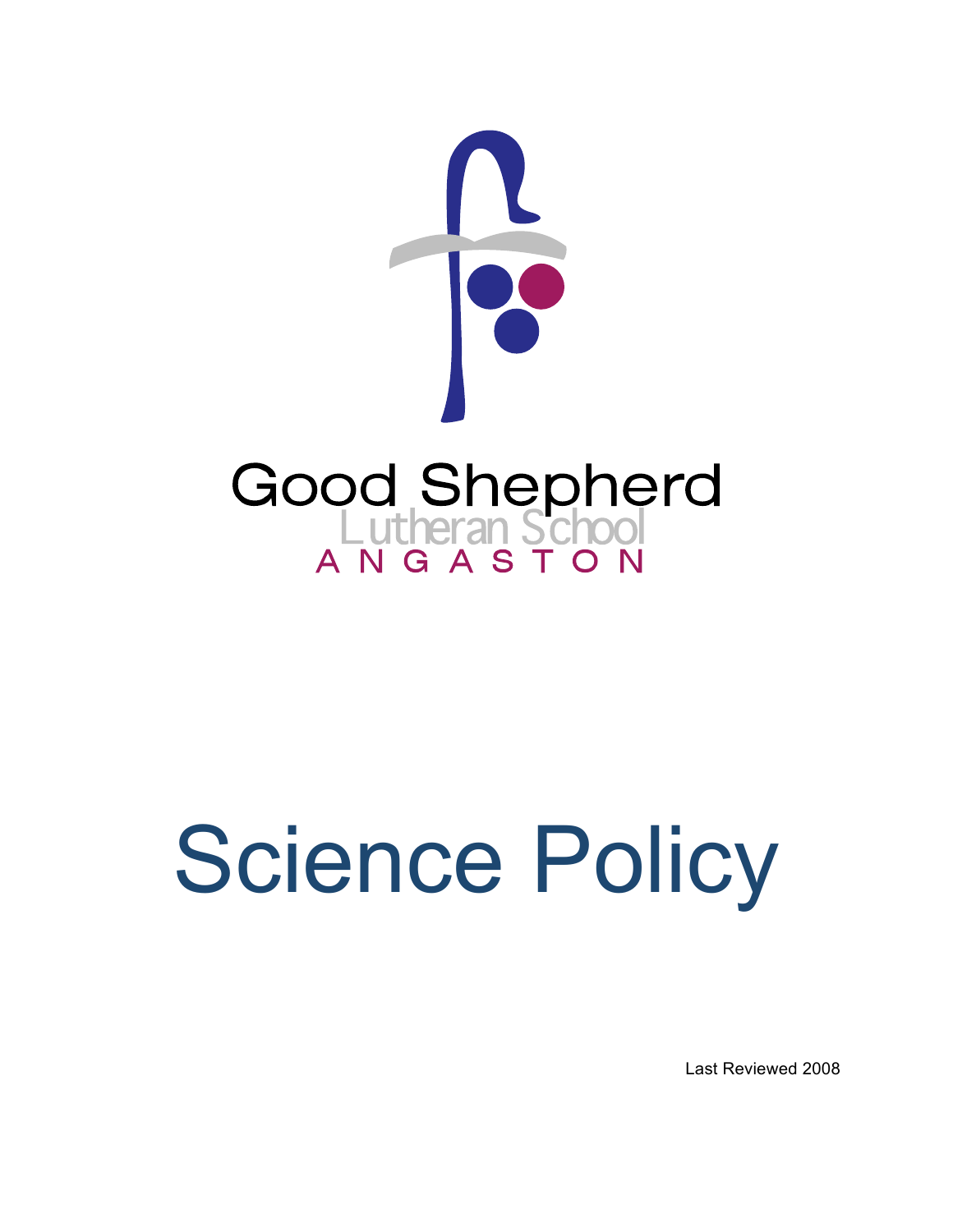Good Shepherd

Lutheran School

ANGASTON

# Science Policy

Last Reviewed 2008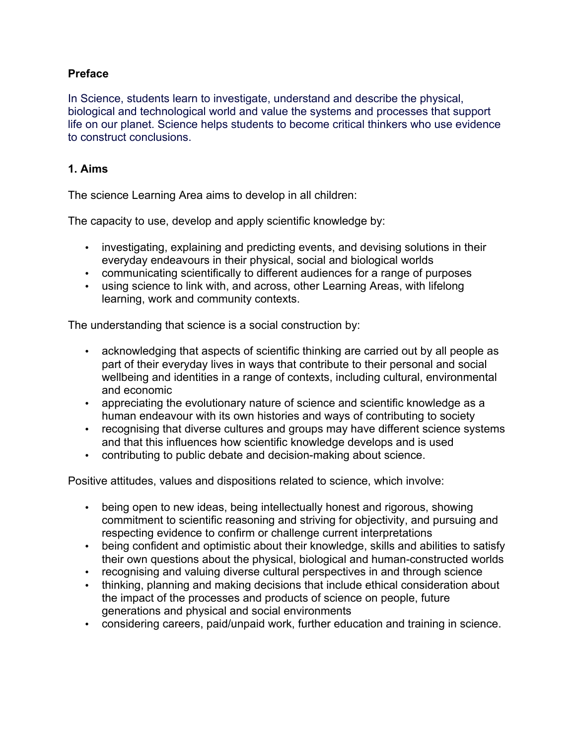**Preface**

In Science, students learn to investigate, understand and describe the physical, biological and technological world and value the systems and processes that support life on our planet. Science helps students to become critical thinkers who use evidence to construct conclusions.

**1. Aims**

The science Learning Area aims to develop in all children:

The capacity to use, develop and apply scientific knowledge by:

- investigating, explaining and predicting events, and devising solutions in their everyday endeavours in their physical, social and biological worlds
- communicating scientifically to different audiences for a range of purposes
- using science to link with, and across, other Learning Areas, with lifelong learning, work and community contexts.

The understanding that science is a social construction by:

- acknowledging that aspects of scientific thinking are carried out by all people as part of their everyday lives in ways that contribute to their personal and social wellbeing and identities in a range of contexts, including cultural, environmental and economic
- appreciating the evolutionary nature of science and scientific knowledge as a human endeavour with its own histories and ways of contributing to society
- recognising that diverse cultures and groups may have different science systems and that this influences how scientific knowledge develops and is used
- contributing to public debate and decision-making about science.

Positive attitudes, values and dispositions related to science, which involve:

- being open to new ideas, being intellectually honest and rigorous, showing commitment to scientific reasoning and striving for objectivity, and pursuing and respecting evidence to confirm or challenge current interpretations
- being confident and optimistic about their knowledge, skills and abilities to satisfy their own questions about the physical, biological and human-constructed worlds
- recognising and valuing diverse cultural perspectives in and through science
- thinking, planning and making decisions that include ethical consideration about the impact of the processes and products of science on people, future generations and physical and social environments
- considering careers, paid/unpaid work, further education and training in science.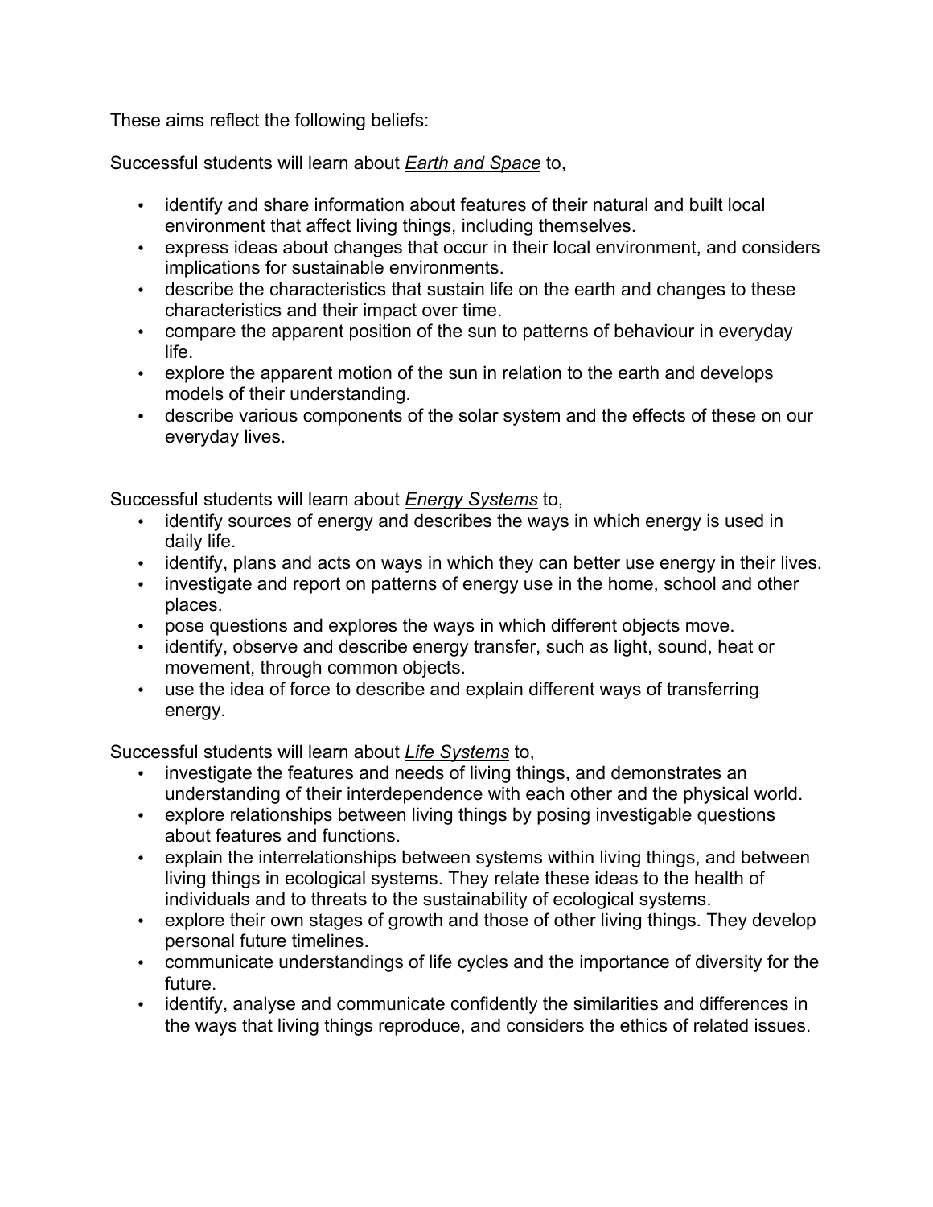These aims reflect the following beliefs:

Successful students will learn about ***Earth and Space*** to,

- identify and share information about features of their natural and built local environment that affect living things, including themselves.
- express ideas about changes that occur in their local environment, and considers implications for sustainable environments.
- describe the characteristics that sustain life on the earth and changes to these characteristics and their impact over time.
- compare the apparent position of the sun to patterns of behaviour in everyday life.
- explore the apparent motion of the sun in relation to the earth and develops models of their understanding.
- describe various components of the solar system and the effects of these on our everyday lives.

Successful students will learn about ***Energy Systems*** to,

- identify sources of energy and describes the ways in which energy is used in daily life.
- identify, plans and acts on ways in which they can better use energy in their lives.
- investigate and report on patterns of energy use in the home, school and other places.
- pose questions and explores the ways in which different objects move.
- identify, observe and describe energy transfer, such as light, sound, heat or movement, through common objects.
- use the idea of force to describe and explain different ways of transferring energy.

Successful students will learn about ***Life Systems*** to,

- investigate the features and needs of living things, and demonstrates an understanding of their interdependence with each other and the physical world.
- explore relationships between living things by posing investigable questions about features and functions.
- explain the interrelationships between systems within living things, and between living things in ecological systems. They relate these ideas to the health of individuals and to threats to the sustainability of ecological systems.
- explore their own stages of growth and those of other living things. They develop personal future timelines.
- communicate understandings of life cycles and the importance of diversity for the future.
- identify, analyse and communicate confidently the similarities and differences in the ways that living things reproduce, and considers the ethics of related issues.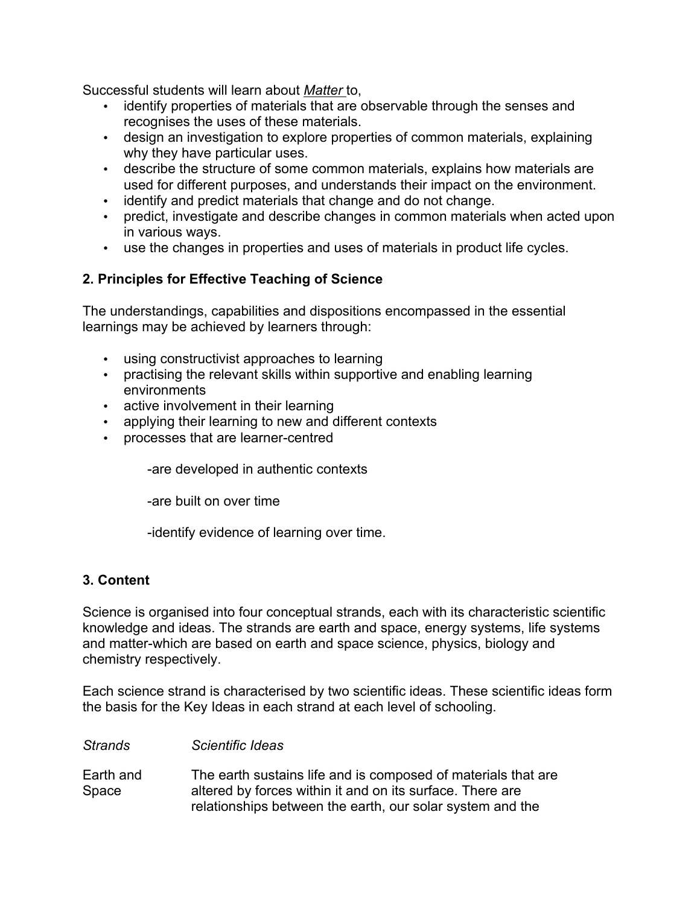Successful students will learn about *Matter* to,

- identify properties of materials that are observable through the senses and recognises the uses of these materials.
- design an investigation to explore properties of common materials, explaining why they have particular uses.
- describe the structure of some common materials, explains how materials are used for different purposes, and understands their impact on the environment.
- identify and predict materials that change and do not change.
- predict, investigate and describe changes in common materials when acted upon in various ways.
- use the changes in properties and uses of materials in product life cycles.

## 2. Principles for Effective Teaching of Science

The understandings, capabilities and dispositions encompassed in the essential learnings may be achieved by learners through:

- using constructivist approaches to learning
- practising the relevant skills within supportive and enabling learning environments
- active involvement in their learning
- applying their learning to new and different contexts
- processes that are learner-centred

    -are developed in authentic contexts

    -are built on over time

    -identify evidence of learning over time.

## 3. Content

Science is organised into four conceptual strands, each with its characteristic scientific knowledge and ideas. The strands are earth and space, energy systems, life systems and matter-which are based on earth and space science, physics, biology and chemistry respectively.

Each science strand is characterised by two scientific ideas. These scientific ideas form the basis for the Key Ideas in each strand at each level of schooling.

| *Strands* | *Scientific Ideas* |
|---|---|
| Earth and Space | The earth sustains life and is composed of materials that are altered by forces within it and on its surface. There are relationships between the earth, our solar system and the |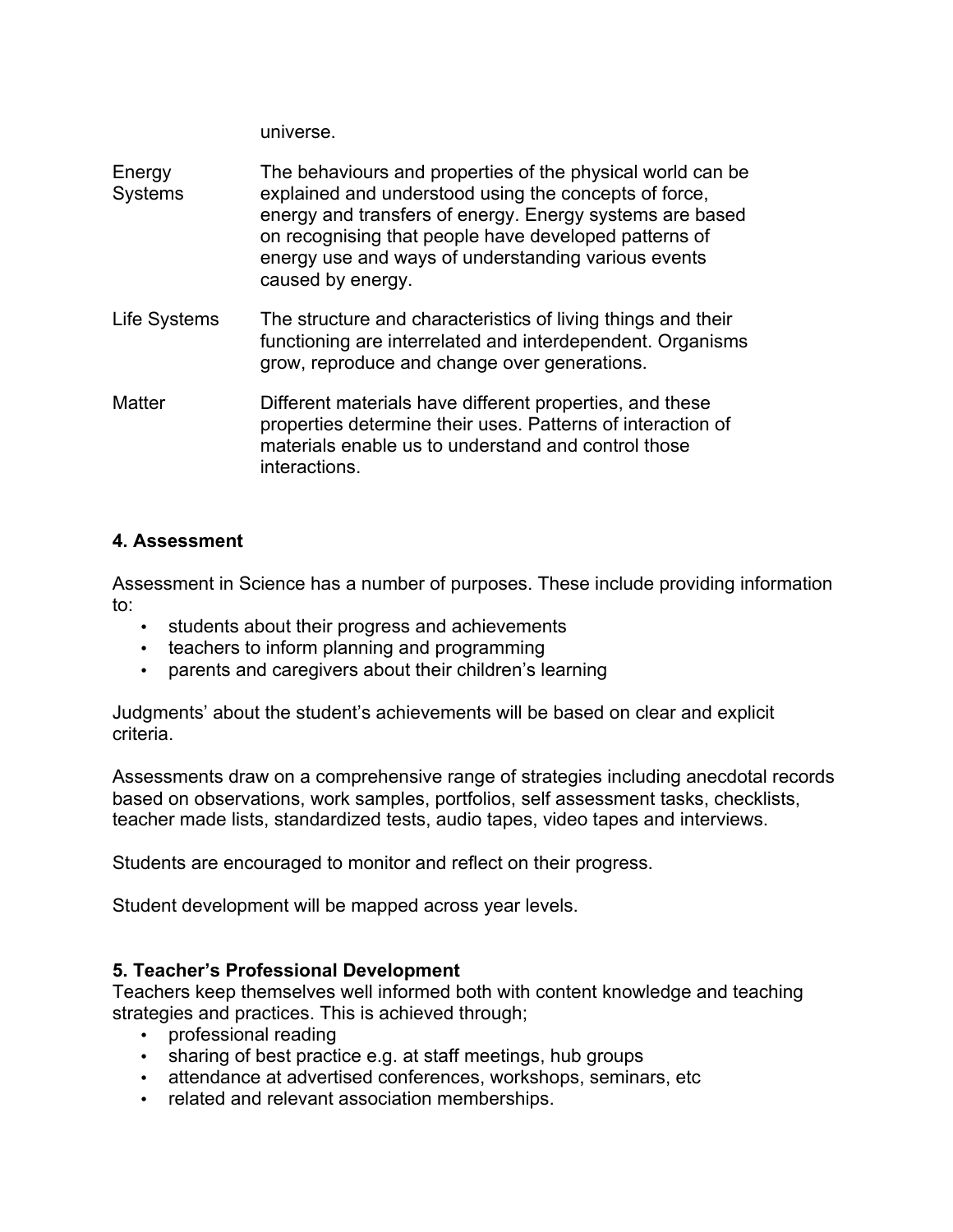universe.

| | |
|---|---|
| Energy Systems | The behaviours and properties of the physical world can be explained and understood using the concepts of force, energy and transfers of energy. Energy systems are based on recognising that people have developed patterns of energy use and ways of understanding various events caused by energy. |
| Life Systems | The structure and characteristics of living things and their functioning are interrelated and interdependent. Organisms grow, reproduce and change over generations. |
| Matter | Different materials have different properties, and these properties determine their uses. Patterns of interaction of materials enable us to understand and control those interactions. |

## 4. Assessment

Assessment in Science has a number of purposes. These include providing information to:

- students about their progress and achievements
- teachers to inform planning and programming
- parents and caregivers about their children's learning

Judgments' about the student's achievements will be based on clear and explicit criteria.

Assessments draw on a comprehensive range of strategies including anecdotal records based on observations, work samples, portfolios, self assessment tasks, checklists, teacher made lists, standardized tests, audio tapes, video tapes and interviews.

Students are encouraged to monitor and reflect on their progress.

Student development will be mapped across year levels.

## 5. Teacher's Professional Development

Teachers keep themselves well informed both with content knowledge and teaching strategies and practices. This is achieved through;

- professional reading
- sharing of best practice e.g. at staff meetings, hub groups
- attendance at advertised conferences, workshops, seminars, etc
- related and relevant association memberships.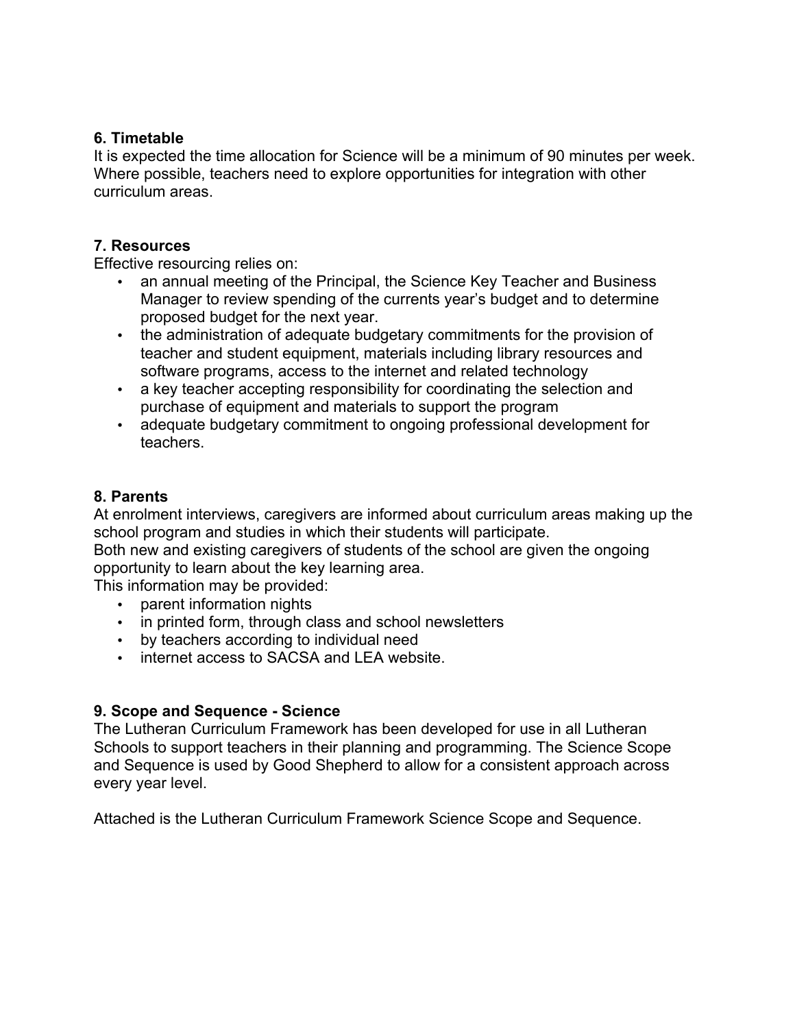### 6. Timetable

It is expected the time allocation for Science will be a minimum of 90 minutes per week. Where possible, teachers need to explore opportunities for integration with other curriculum areas.

### 7. Resources

Effective resourcing relies on:

- an annual meeting of the Principal, the Science Key Teacher and Business Manager to review spending of the currents year's budget and to determine proposed budget for the next year.
- the administration of adequate budgetary commitments for the provision of teacher and student equipment, materials including library resources and software programs, access to the internet and related technology
- a key teacher accepting responsibility for coordinating the selection and purchase of equipment and materials to support the program
- adequate budgetary commitment to ongoing professional development for teachers.

### 8. Parents

At enrolment interviews, caregivers are informed about curriculum areas making up the school program and studies in which their students will participate.
Both new and existing caregivers of students of the school are given the ongoing opportunity to learn about the key learning area.
This information may be provided:

- parent information nights
- in printed form, through class and school newsletters
- by teachers according to individual need
- internet access to SACSA and LEA website.

### 9. Scope and Sequence - Science

The Lutheran Curriculum Framework has been developed for use in all Lutheran Schools to support teachers in their planning and programming. The Science Scope and Sequence is used by Good Shepherd to allow for a consistent approach across every year level.

Attached is the Lutheran Curriculum Framework Science Scope and Sequence.